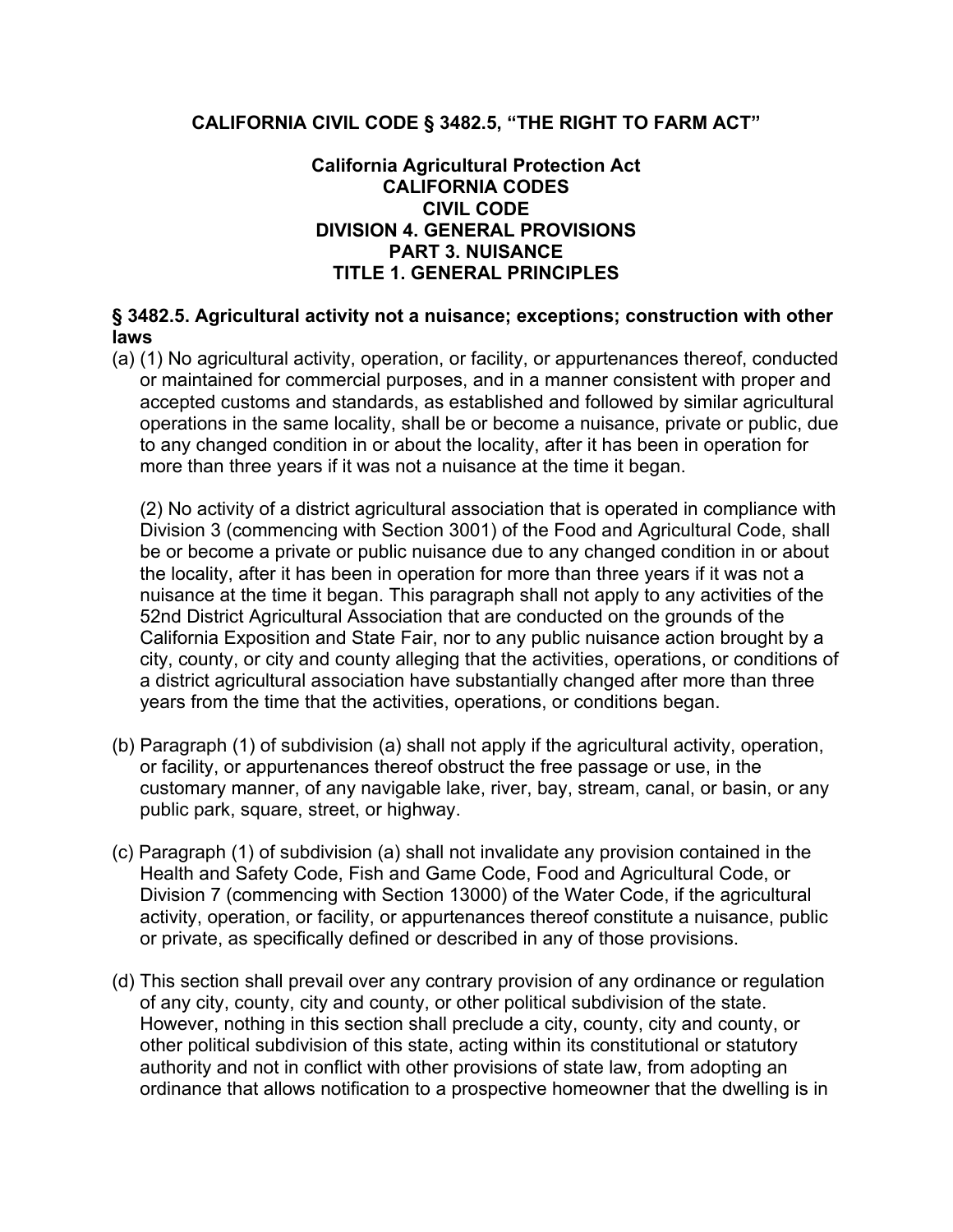# CALIFORNIA CIVIL CODE § 3482.5, "THE RIGHT TO FARM ACT"

## California Agricultural Protection Act
## CALIFORNIA CODES
## CIVIL CODE
## DIVISION 4. GENERAL PROVISIONS
## PART 3. NUISANCE
## TITLE 1. GENERAL PRINCIPLES

### § 3482.5. Agricultural activity not a nuisance; exceptions; construction with other laws

(a) (1) No agricultural activity, operation, or facility, or appurtenances thereof, conducted or maintained for commercial purposes, and in a manner consistent with proper and accepted customs and standards, as established and followed by similar agricultural operations in the same locality, shall be or become a nuisance, private or public, due to any changed condition in or about the locality, after it has been in operation for more than three years if it was not a nuisance at the time it began.

(2) No activity of a district agricultural association that is operated in compliance with Division 3 (commencing with Section 3001) of the Food and Agricultural Code, shall be or become a private or public nuisance due to any changed condition in or about the locality, after it has been in operation for more than three years if it was not a nuisance at the time it began. This paragraph shall not apply to any activities of the 52nd District Agricultural Association that are conducted on the grounds of the California Exposition and State Fair, nor to any public nuisance action brought by a city, county, or city and county alleging that the activities, operations, or conditions of a district agricultural association have substantially changed after more than three years from the time that the activities, operations, or conditions began.

(b) Paragraph (1) of subdivision (a) shall not apply if the agricultural activity, operation, or facility, or appurtenances thereof obstruct the free passage or use, in the customary manner, of any navigable lake, river, bay, stream, canal, or basin, or any public park, square, street, or highway.

(c) Paragraph (1) of subdivision (a) shall not invalidate any provision contained in the Health and Safety Code, Fish and Game Code, Food and Agricultural Code, or Division 7 (commencing with Section 13000) of the Water Code, if the agricultural activity, operation, or facility, or appurtenances thereof constitute a nuisance, public or private, as specifically defined or described in any of those provisions.

(d) This section shall prevail over any contrary provision of any ordinance or regulation of any city, county, city and county, or other political subdivision of the state. However, nothing in this section shall preclude a city, county, city and county, or other political subdivision of this state, acting within its constitutional or statutory authority and not in conflict with other provisions of state law, from adopting an ordinance that allows notification to a prospective homeowner that the dwelling is in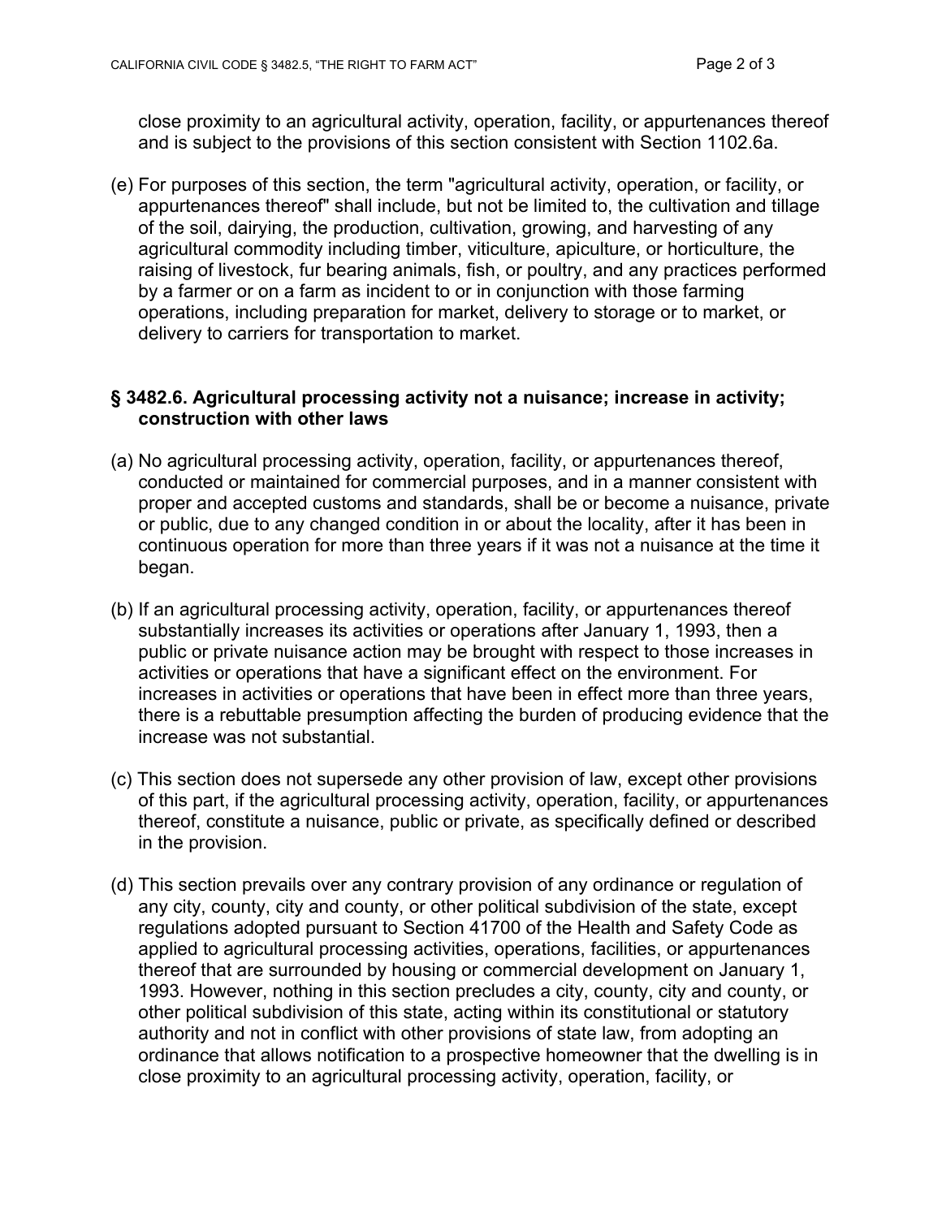close proximity to an agricultural activity, operation, facility, or appurtenances thereof and is subject to the provisions of this section consistent with Section 1102.6a.

(e) For purposes of this section, the term "agricultural activity, operation, or facility, or appurtenances thereof" shall include, but not be limited to, the cultivation and tillage of the soil, dairying, the production, cultivation, growing, and harvesting of any agricultural commodity including timber, viticulture, apiculture, or horticulture, the raising of livestock, fur bearing animals, fish, or poultry, and any practices performed by a farmer or on a farm as incident to or in conjunction with those farming operations, including preparation for market, delivery to storage or to market, or delivery to carriers for transportation to market.

### § 3482.6. Agricultural processing activity not a nuisance; increase in activity; construction with other laws

(a) No agricultural processing activity, operation, facility, or appurtenances thereof, conducted or maintained for commercial purposes, and in a manner consistent with proper and accepted customs and standards, shall be or become a nuisance, private or public, due to any changed condition in or about the locality, after it has been in continuous operation for more than three years if it was not a nuisance at the time it began.

(b) If an agricultural processing activity, operation, facility, or appurtenances thereof substantially increases its activities or operations after January 1, 1993, then a public or private nuisance action may be brought with respect to those increases in activities or operations that have a significant effect on the environment. For increases in activities or operations that have been in effect more than three years, there is a rebuttable presumption affecting the burden of producing evidence that the increase was not substantial.

(c) This section does not supersede any other provision of law, except other provisions of this part, if the agricultural processing activity, operation, facility, or appurtenances thereof, constitute a nuisance, public or private, as specifically defined or described in the provision.

(d) This section prevails over any contrary provision of any ordinance or regulation of any city, county, city and county, or other political subdivision of the state, except regulations adopted pursuant to Section 41700 of the Health and Safety Code as applied to agricultural processing activities, operations, facilities, or appurtenances thereof that are surrounded by housing or commercial development on January 1, 1993. However, nothing in this section precludes a city, county, city and county, or other political subdivision of this state, acting within its constitutional or statutory authority and not in conflict with other provisions of state law, from adopting an ordinance that allows notification to a prospective homeowner that the dwelling is in close proximity to an agricultural processing activity, operation, facility, or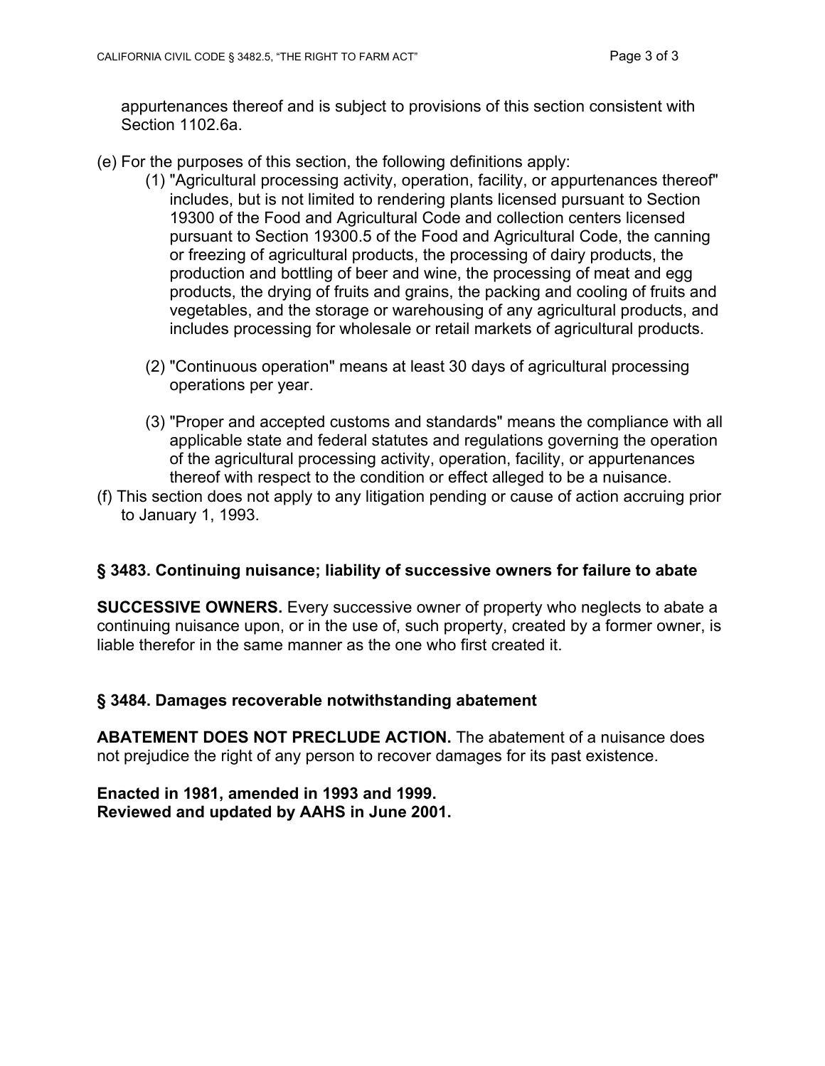appurtenances thereof and is subject to provisions of this section consistent with Section 1102.6a.

(e) For the purposes of this section, the following definitions apply:

  (1) "Agricultural processing activity, operation, facility, or appurtenances thereof" includes, but is not limited to rendering plants licensed pursuant to Section 19300 of the Food and Agricultural Code and collection centers licensed pursuant to Section 19300.5 of the Food and Agricultural Code, the canning or freezing of agricultural products, the processing of dairy products, the production and bottling of beer and wine, the processing of meat and egg products, the drying of fruits and grains, the packing and cooling of fruits and vegetables, and the storage or warehousing of any agricultural products, and includes processing for wholesale or retail markets of agricultural products.

  (2) "Continuous operation" means at least 30 days of agricultural processing operations per year.

  (3) "Proper and accepted customs and standards" means the compliance with all applicable state and federal statutes and regulations governing the operation of the agricultural processing activity, operation, facility, or appurtenances thereof with respect to the condition or effect alleged to be a nuisance.

(f) This section does not apply to any litigation pending or cause of action accruing prior to January 1, 1993.

### § 3483. Continuing nuisance; liability of successive owners for failure to abate

**SUCCESSIVE OWNERS.** Every successive owner of property who neglects to abate a continuing nuisance upon, or in the use of, such property, created by a former owner, is liable therefor in the same manner as the one who first created it.

### § 3484. Damages recoverable notwithstanding abatement

**ABATEMENT DOES NOT PRECLUDE ACTION.** The abatement of a nuisance does not prejudice the right of any person to recover damages for its past existence.

**Enacted in 1981, amended in 1993 and 1999.**
**Reviewed and updated by AAHS in June 2001.**